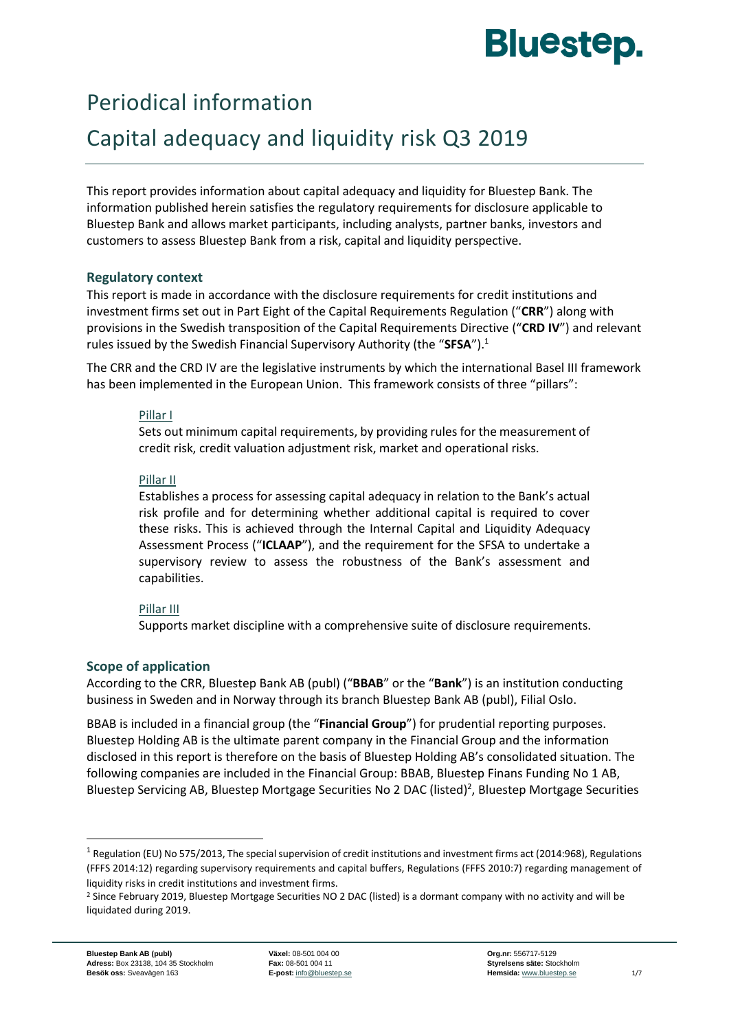# Periodical information

# Capital adequacy and liquidity risk Q3 2019

This report provides information about capital adequacy and liquidity for Bluestep Bank. The information published herein satisfies the regulatory requirements for disclosure applicable to Bluestep Bank and allows market participants, including analysts, partner banks, investors and customers to assess Bluestep Bank from a risk, capital and liquidity perspective.

## Regulatory context

This report is made in accordance with the disclosure requirements for credit institutions and investment firms set out in Part Eight of the Capital Requirements Regulation ("**CRR**") along with provisions in the Swedish transposition of the Capital Requirements Directive ("**CRD IV**") and relevant rules issued by the Swedish Financial Supervisory Authority (the "**SFSA**").[1]

The CRR and the CRD IV are the legislative instruments by which the international Basel III framework has been implemented in the European Union. This framework consists of three "pillars":

Pillar I

Sets out minimum capital requirements, by providing rules for the measurement of credit risk, credit valuation adjustment risk, market and operational risks.

Pillar II

Establishes a process for assessing capital adequacy in relation to the Bank's actual risk profile and for determining whether additional capital is required to cover these risks. This is achieved through the Internal Capital and Liquidity Adequacy Assessment Process ("**ICLAAP**"), and the requirement for the SFSA to undertake a supervisory review to assess the robustness of the Bank's assessment and capabilities.

Pillar III

Supports market discipline with a comprehensive suite of disclosure requirements.

## Scope of application

According to the CRR, Bluestep Bank AB (publ) ("**BBAB**" or the "**Bank**") is an institution conducting business in Sweden and in Norway through its branch Bluestep Bank AB (publ), Filial Oslo.

BBAB is included in a financial group (the "**Financial Group**") for prudential reporting purposes. Bluestep Holding AB is the ultimate parent company in the Financial Group and the information disclosed in this report is therefore on the basis of Bluestep Holding AB's consolidated situation. The following companies are included in the Financial Group: BBAB, Bluestep Finans Funding No 1 AB, Bluestep Servicing AB, Bluestep Mortgage Securities No 2 DAC (listed)[2], Bluestep Mortgage Securities

---

[1] Regulation (EU) No 575/2013, The special supervision of credit institutions and investment firms act (2014:968), Regulations (FFFS 2014:12) regarding supervisory requirements and capital buffers, Regulations (FFFS 2010:7) regarding management of liquidity risks in credit institutions and investment firms.

[2] Since February 2019, Bluestep Mortgage Securities NO 2 DAC (listed) is a dormant company with no activity and will be liquidated during 2019.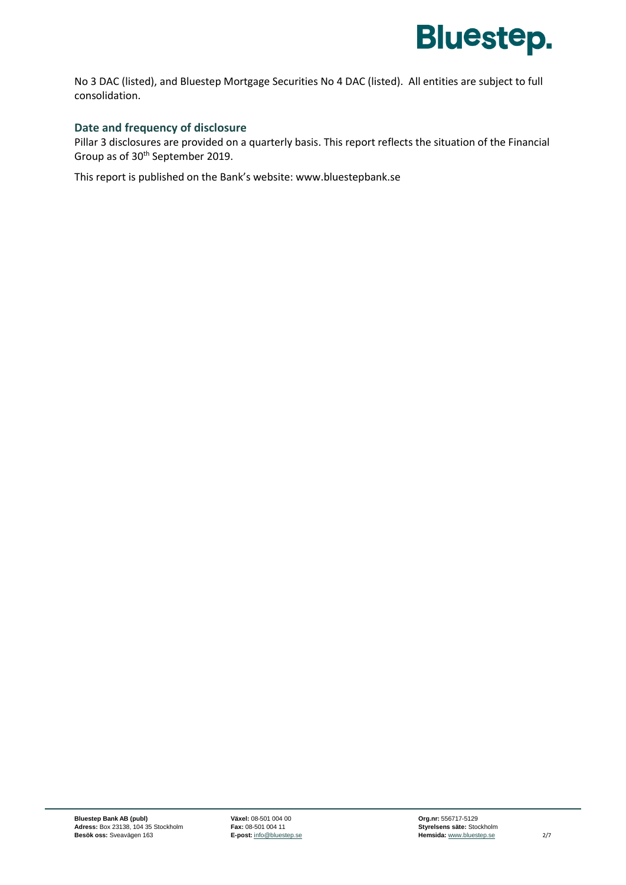No 3 DAC (listed), and Bluestep Mortgage Securities No 4 DAC (listed). All entities are subject to full consolidation.

### Date and frequency of disclosure

Pillar 3 disclosures are provided on a quarterly basis. This report reflects the situation of the Financial Group as of 30th September 2019.

This report is published on the Bank's website: www.bluestepbank.se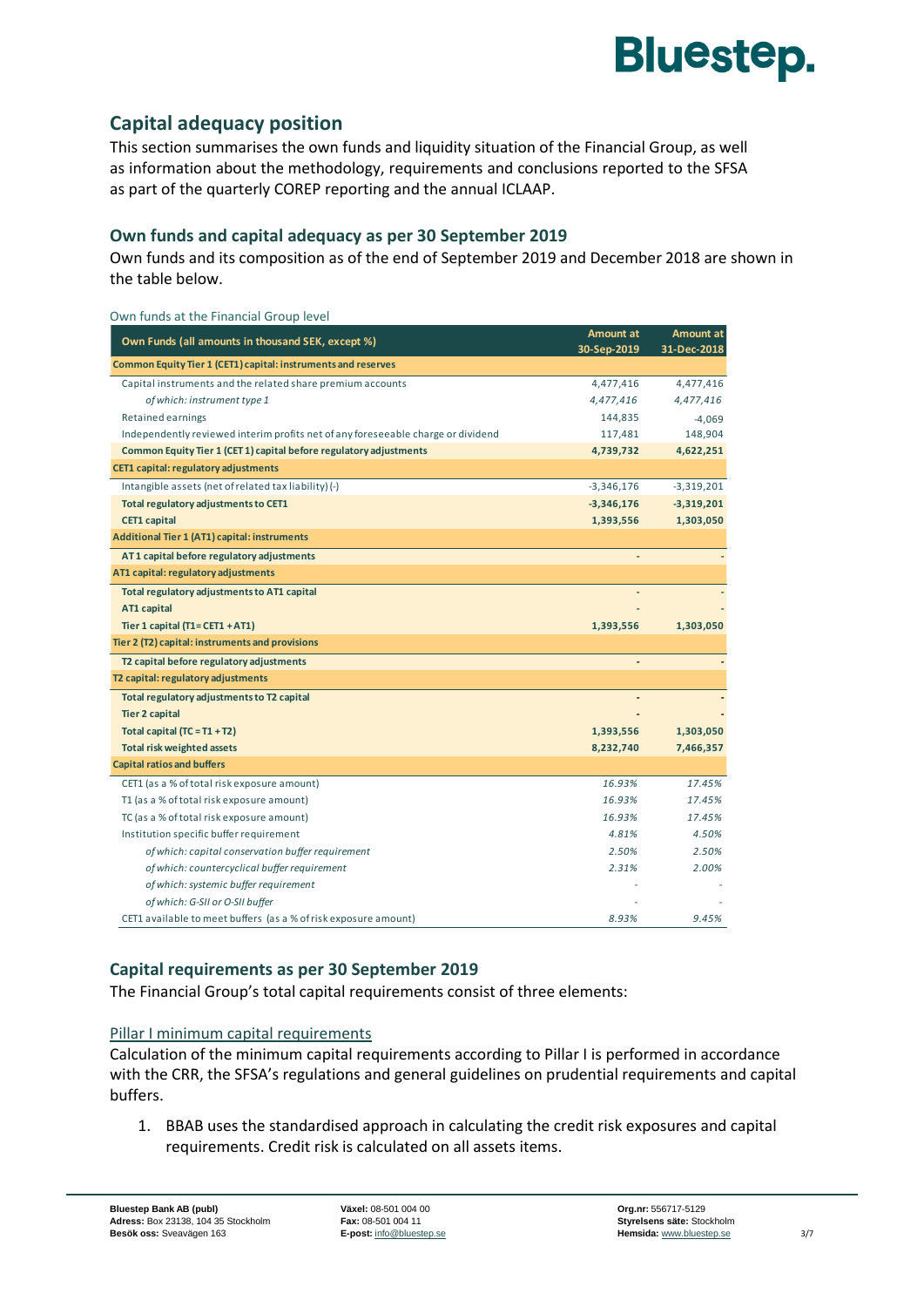## Capital adequacy position

This section summarises the own funds and liquidity situation of the Financial Group, as well as information about the methodology, requirements and conclusions reported to the SFSA as part of the quarterly COREP reporting and the annual ICLAAP.

### Own funds and capital adequacy as per 30 September 2019

Own funds and its composition as of the end of September 2019 and December 2018 are shown in the table below.

Own funds at the Financial Group level

| Own Funds (all amounts in thousand SEK, except %) | Amount at 30-Sep-2019 | Amount at 31-Dec-2018 |
|---|---|---|
| **Common Equity Tier 1 (CET1) capital: instruments and reserves** | | |
| Capital instruments and the related share premium accounts | 4,477,416 | 4,477,416 |
| *of which: instrument type 1* | *4,477,416* | *4,477,416* |
| Retained earnings | 144,835 | -4,069 |
| Independently reviewed interim profits net of any foreseeable charge or dividend | 117,481 | 148,904 |
| **Common Equity Tier 1 (CET 1) capital before regulatory adjustments** | **4,739,732** | **4,622,251** |
| **CET1 capital: regulatory adjustments** | | |
| Intangible assets (net of related tax liability) (-) | -3,346,176 | -3,319,201 |
| **Total regulatory adjustments to CET1** | **-3,346,176** | **-3,319,201** |
| **CET1 capital** | **1,393,556** | **1,303,050** |
| **Additional Tier 1 (AT1) capital: instruments** | | |
| **AT 1 capital before regulatory adjustments** | - | - |
| **AT1 capital: regulatory adjustments** | | |
| **Total regulatory adjustments to AT1 capital** | - | - |
| **AT1 capital** | - | - |
| **Tier 1 capital (T1= CET1 + AT1)** | **1,393,556** | **1,303,050** |
| **Tier 2 (T2) capital: instruments and provisions** | | |
| **T2 capital before regulatory adjustments** | - | - |
| **T2 capital: regulatory adjustments** | | |
| **Total regulatory adjustments to T2 capital** | - | - |
| **Tier 2 capital** | - | - |
| **Total capital (TC = T1 + T2)** | **1,393,556** | **1,303,050** |
| **Total risk weighted assets** | **8,232,740** | **7,466,357** |
| **Capital ratios and buffers** | | |
| CET1 (as a % of total risk exposure amount) | *16.93%* | *17.45%* |
| T1 (as a % of total risk exposure amount) | *16.93%* | *17.45%* |
| TC (as a % of total risk exposure amount) | *16.93%* | *17.45%* |
| Institution specific buffer requirement | *4.81%* | *4.50%* |
| *of which: capital conservation buffer requirement* | *2.50%* | *2.50%* |
| *of which: countercyclical buffer requirement* | *2.31%* | *2.00%* |
| *of which: systemic buffer requirement* | - | - |
| *of which: G-SII or O-SII buffer* | - | - |
| CET1 available to meet buffers (as a % of risk exposure amount) | *8.93%* | *9.45%* |

### Capital requirements as per 30 September 2019

The Financial Group's total capital requirements consist of three elements:

Pillar I minimum capital requirements

Calculation of the minimum capital requirements according to Pillar I is performed in accordance with the CRR, the SFSA's regulations and general guidelines on prudential requirements and capital buffers.

1. BBAB uses the standardised approach in calculating the credit risk exposures and capital requirements. Credit risk is calculated on all assets items.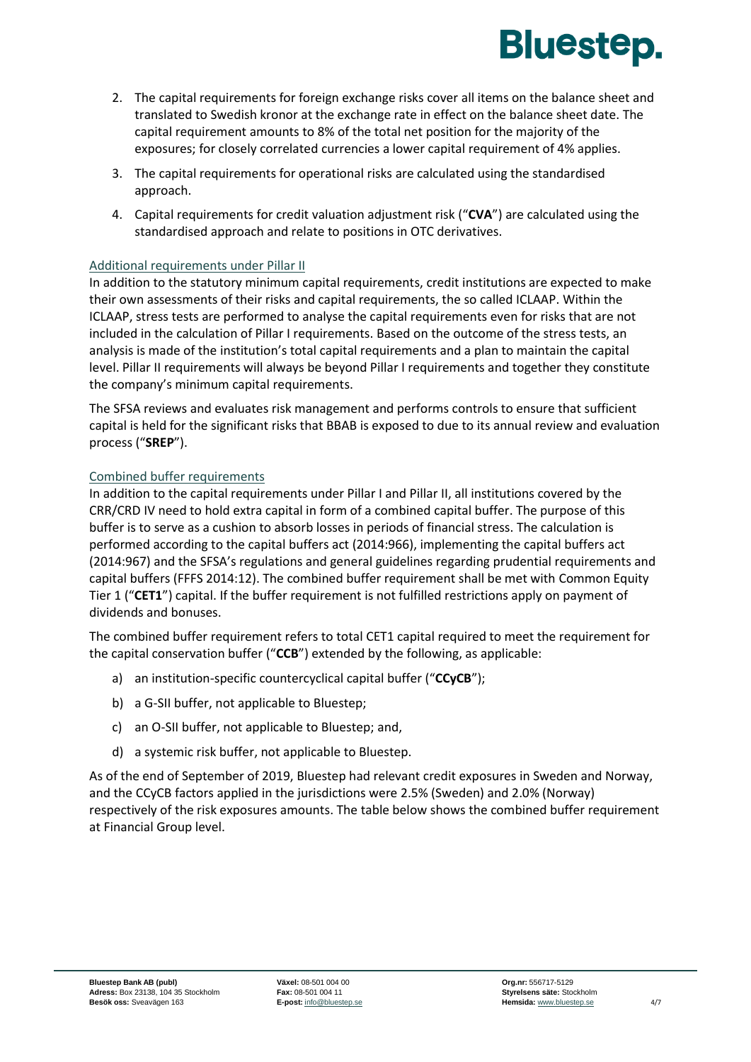2. The capital requirements for foreign exchange risks cover all items on the balance sheet and translated to Swedish kronor at the exchange rate in effect on the balance sheet date. The capital requirement amounts to 8% of the total net position for the majority of the exposures; for closely correlated currencies a lower capital requirement of 4% applies.
3. The capital requirements for operational risks are calculated using the standardised approach.
4. Capital requirements for credit valuation adjustment risk ("**CVA**") are calculated using the standardised approach and relate to positions in OTC derivatives.

### Additional requirements under Pillar II

In addition to the statutory minimum capital requirements, credit institutions are expected to make their own assessments of their risks and capital requirements, the so called ICLAAP. Within the ICLAAP, stress tests are performed to analyse the capital requirements even for risks that are not included in the calculation of Pillar I requirements. Based on the outcome of the stress tests, an analysis is made of the institution's total capital requirements and a plan to maintain the capital level. Pillar II requirements will always be beyond Pillar I requirements and together they constitute the company's minimum capital requirements.

The SFSA reviews and evaluates risk management and performs controls to ensure that sufficient capital is held for the significant risks that BBAB is exposed to due to its annual review and evaluation process ("**SREP**").

### Combined buffer requirements

In addition to the capital requirements under Pillar I and Pillar II, all institutions covered by the CRR/CRD IV need to hold extra capital in form of a combined capital buffer. The purpose of this buffer is to serve as a cushion to absorb losses in periods of financial stress. The calculation is performed according to the capital buffers act (2014:966), implementing the capital buffers act (2014:967) and the SFSA's regulations and general guidelines regarding prudential requirements and capital buffers (FFFS 2014:12). The combined buffer requirement shall be met with Common Equity Tier 1 ("**CET1**") capital. If the buffer requirement is not fulfilled restrictions apply on payment of dividends and bonuses.

The combined buffer requirement refers to total CET1 capital required to meet the requirement for the capital conservation buffer ("**CCB**") extended by the following, as applicable:

a) an institution-specific countercyclical capital buffer ("**CCyCB**");

b) a G-SII buffer, not applicable to Bluestep;

c) an O-SII buffer, not applicable to Bluestep; and,

d) a systemic risk buffer, not applicable to Bluestep.

As of the end of September of 2019, Bluestep had relevant credit exposures in Sweden and Norway, and the CCyCB factors applied in the jurisdictions were 2.5% (Sweden) and 2.0% (Norway) respectively of the risk exposures amounts. The table below shows the combined buffer requirement at Financial Group level.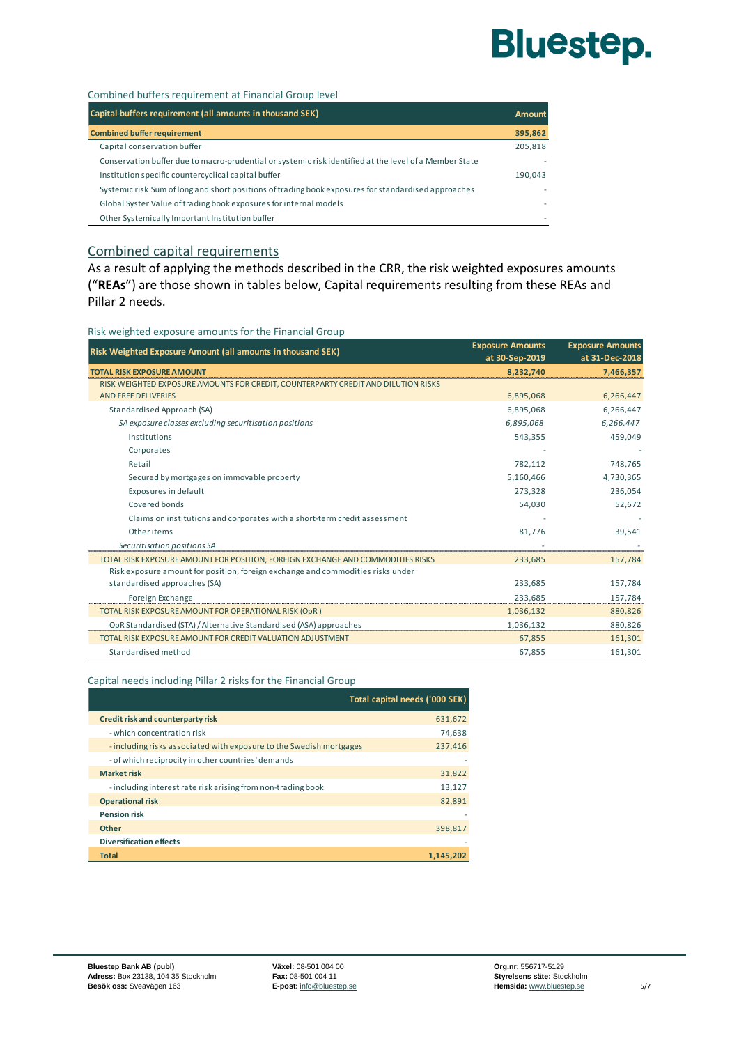Combined buffers requirement at Financial Group level

| Capital buffers requirement (all amounts in thousand SEK) | Amount |
|---|---|
| **Combined buffer requirement** | **395,862** |
| Capital conservation buffer | 205,818 |
| Conservation buffer due to macro-prudential or systemic risk identified at the level of a Member State | - |
| Institution specific countercyclical capital buffer | 190,043 |
| Systemic risk Sum of long and short positions of trading book exposures for standardised approaches | - |
| Global Syster Value of trading book exposures for internal models | - |
| Other Systemically Important Institution buffer | - |

## Combined capital requirements

As a result of applying the methods described in the CRR, the risk weighted exposures amounts ("**REAs**") are those shown in tables below, Capital requirements resulting from these REAs and Pillar 2 needs.

Risk weighted exposure amounts for the Financial Group

| Risk Weighted Exposure Amount (all amounts in thousand SEK) | Exposure Amounts at 30-Sep-2019 | Exposure Amounts at 31-Dec-2018 |
|---|---|---|
| **TOTAL RISK EXPOSURE AMOUNT** | **8,232,740** | **7,466,357** |
| RISK WEIGHTED EXPOSURE AMOUNTS FOR CREDIT, COUNTERPARTY CREDIT AND DILUTION RISKS AND FREE DELIVERIES | 6,895,068 | 6,266,447 |
| Standardised Approach (SA) | 6,895,068 | 6,266,447 |
| *SA exposure classes excluding securitisation positions* | *6,895,068* | *6,266,447* |
| Institutions | 543,355 | 459,049 |
| Corporates | - | - |
| Retail | 782,112 | 748,765 |
| Secured by mortgages on immovable property | 5,160,466 | 4,730,365 |
| Exposures in default | 273,328 | 236,054 |
| Covered bonds | 54,030 | 52,672 |
| Claims on institutions and corporates with a short-term credit assessment | - | - |
| Other items | 81,776 | 39,541 |
| *Securitisation positions SA* | - | - |
| TOTAL RISK EXPOSURE AMOUNT FOR POSITION, FOREIGN EXCHANGE AND COMMODITIES RISKS | 233,685 | 157,784 |
| Risk exposure amount for position, foreign exchange and commodities risks under standardised approaches (SA) | 233,685 | 157,784 |
| Foreign Exchange | 233,685 | 157,784 |
| TOTAL RISK EXPOSURE AMOUNT FOR OPERATIONAL RISK (OpR) | 1,036,132 | 880,826 |
| OpR Standardised (STA) / Alternative Standardised (ASA) approaches | 1,036,132 | 880,826 |
| TOTAL RISK EXPOSURE AMOUNT FOR CREDIT VALUATION ADJUSTMENT | 67,855 | 161,301 |
| Standardised method | 67,855 | 161,301 |

Capital needs including Pillar 2 risks for the Financial Group

| | Total capital needs ('000 SEK) |
|---|---|
| **Credit risk and counterparty risk** | 631,672 |
| - which concentration risk | 74,638 |
| - including risks associated with exposure to the Swedish mortgages | 237,416 |
| - of which reciprocity in other countries' demands | - |
| **Market risk** | 31,822 |
| - including interest rate risk arising from non-trading book | 13,127 |
| **Operational risk** | 82,891 |
| **Pension risk** | - |
| **Other** | 398,817 |
| **Diversification effects** | - |
| **Total** | **1,145,202** |

**Bluestep Bank AB (publ)**
**Adress:** Box 23138, 104 35 Stockholm
**Besök oss:** Sveavägen 163

**Växel:** 08-501 004 00
**Fax:** 08-501 004 11
**E-post:** info@bluestep.se

**Org.nr:** 556717-5129
**Styrelsens säte:** Stockholm
**Hemsida:** www.bluestep.se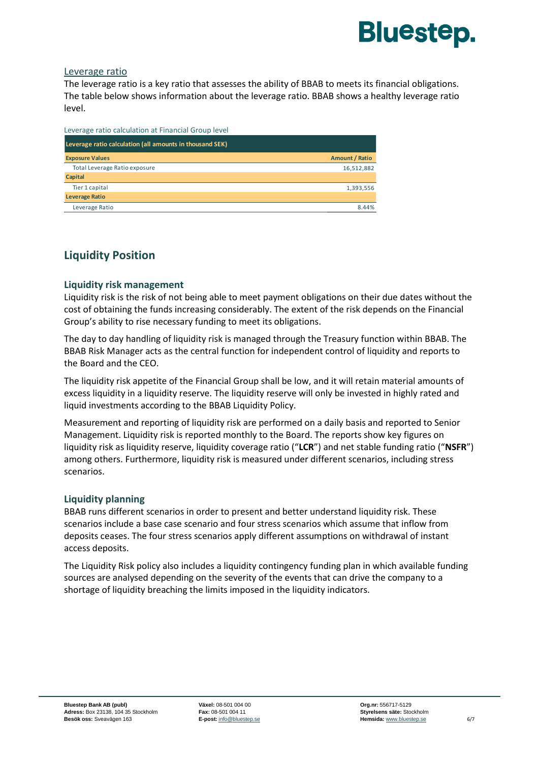### Leverage ratio

The leverage ratio is a key ratio that assesses the ability of BBAB to meets its financial obligations. The table below shows information about the leverage ratio. BBAB shows a healthy leverage ratio level.

Leverage ratio calculation at Financial Group level

| Leverage ratio calculation (all amounts in thousand SEK) | |
|---|---|
| **Exposure Values** | **Amount / Ratio** |
| Total Leverage Ratio exposure | 16,512,882 |
| **Capital** | |
| Tier 1 capital | 1,393,556 |
| **Leverage Ratio** | |
| Leverage Ratio | 8.44% |

## Liquidity Position

### Liquidity risk management

Liquidity risk is the risk of not being able to meet payment obligations on their due dates without the cost of obtaining the funds increasing considerably. The extent of the risk depends on the Financial Group's ability to rise necessary funding to meet its obligations.

The day to day handling of liquidity risk is managed through the Treasury function within BBAB. The BBAB Risk Manager acts as the central function for independent control of liquidity and reports to the Board and the CEO.

The liquidity risk appetite of the Financial Group shall be low, and it will retain material amounts of excess liquidity in a liquidity reserve. The liquidity reserve will only be invested in highly rated and liquid investments according to the BBAB Liquidity Policy.

Measurement and reporting of liquidity risk are performed on a daily basis and reported to Senior Management. Liquidity risk is reported monthly to the Board. The reports show key figures on liquidity risk as liquidity reserve, liquidity coverage ratio ("**LCR**") and net stable funding ratio ("**NSFR**") among others. Furthermore, liquidity risk is measured under different scenarios, including stress scenarios.

### Liquidity planning

BBAB runs different scenarios in order to present and better understand liquidity risk. These scenarios include a base case scenario and four stress scenarios which assume that inflow from deposits ceases. The four stress scenarios apply different assumptions on withdrawal of instant access deposits.

The Liquidity Risk policy also includes a liquidity contingency funding plan in which available funding sources are analysed depending on the severity of the events that can drive the company to a shortage of liquidity breaching the limits imposed in the liquidity indicators.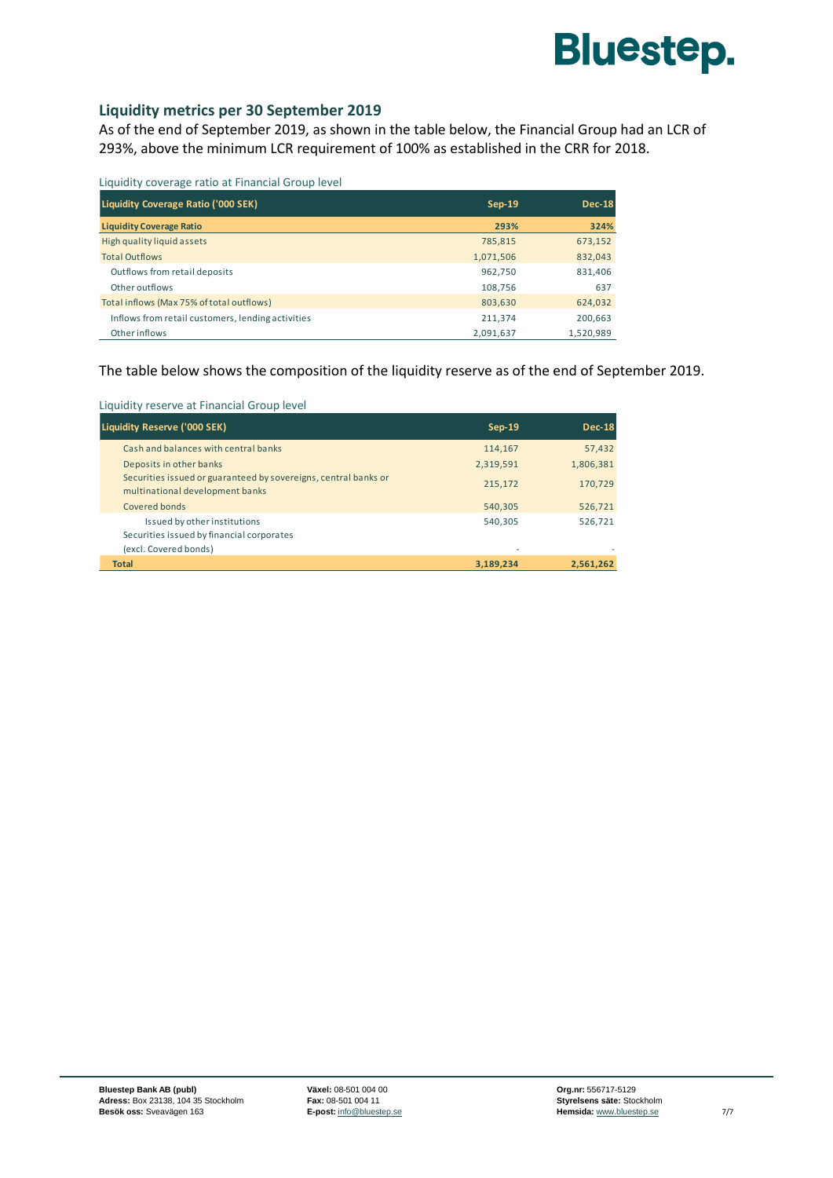## Liquidity metrics per 30 September 2019

As of the end of September 2019, as shown in the table below, the Financial Group had an LCR of 293%, above the minimum LCR requirement of 100% as established in the CRR for 2018.

Liquidity coverage ratio at Financial Group level

| Liquidity Coverage Ratio ('000 SEK) | Sep-19 | Dec-18 |
|---|---|---|
| **Liquidity Coverage Ratio** | **293%** | **324%** |
| High quality liquid assets | 785,815 | 673,152 |
| Total Outflows | 1,071,506 | 832,043 |
| Outflows from retail deposits | 962,750 | 831,406 |
| Other outflows | 108,756 | 637 |
| Total inflows (Max 75% of total outflows) | 803,630 | 624,032 |
| Inflows from retail customers, lending activities | 211,374 | 200,663 |
| Other inflows | 2,091,637 | 1,520,989 |

The table below shows the composition of the liquidity reserve as of the end of September 2019.

Liquidity reserve at Financial Group level

| Liquidity Reserve ('000 SEK) | Sep-19 | Dec-18 |
|---|---|---|
| Cash and balances with central banks | 114,167 | 57,432 |
| Deposits in other banks | 2,319,591 | 1,806,381 |
| Securities issued or guaranteed by sovereigns, central banks or multinational development banks | 215,172 | 170,729 |
| Covered bonds | 540,305 | 526,721 |
| Issued by other institutions | 540,305 | 526,721 |
| Securities issued by financial corporates (excl. Covered bonds) | - | - |
| **Total** | **3,189,234** | **2,561,262** |

**Bluestep Bank AB (publ)**
**Adress:** Box 23138, 104 35 Stockholm
**Besök oss:** Sveavägen 163

**Växel:** 08-501 004 00
**Fax:** 08-501 004 11
**E-post:** info@bluestep.se

**Org.nr:** 556717-5129
**Styrelsens säte:** Stockholm
**Hemsida:** www.bluestep.se